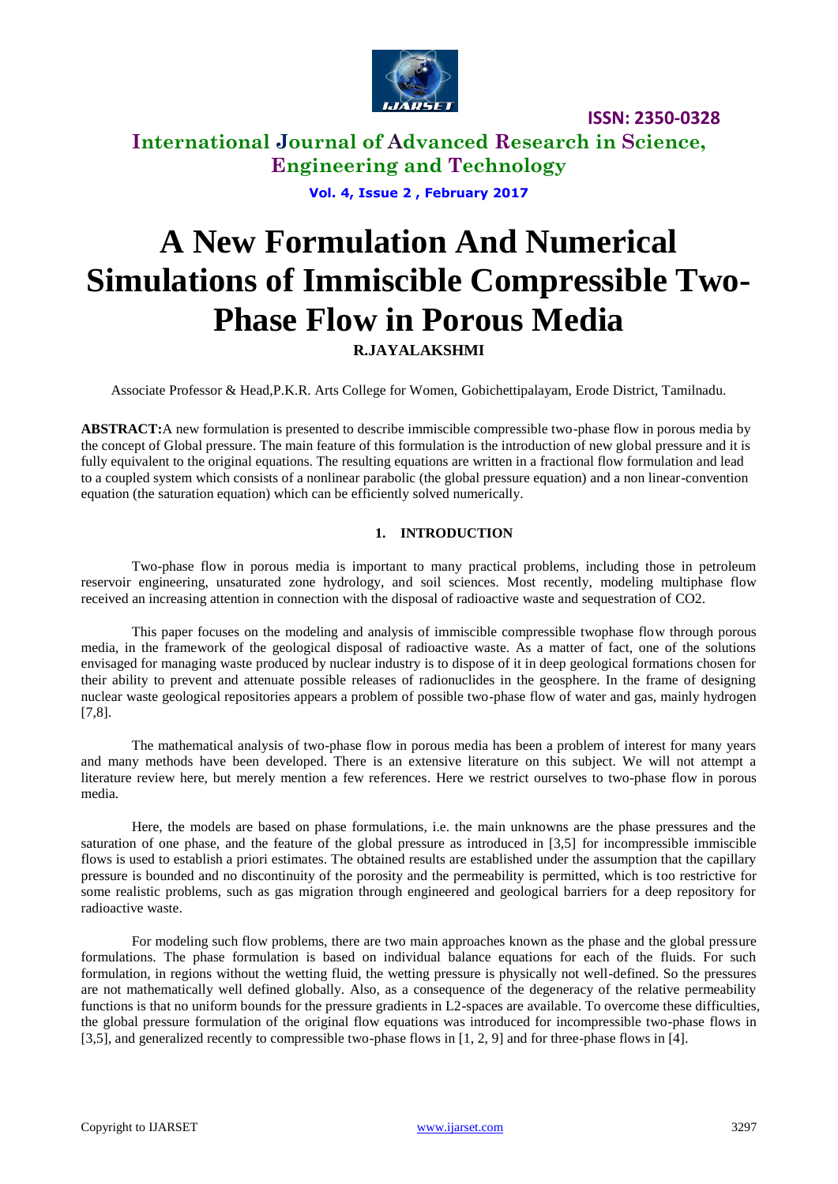# A New Formulation And Numerical Simulations of Immiscible Compressible Two-Phase Flow in Porous Media

**R.JAYALAKSHMI**

Associate Professor & Head,P.K.R. Arts College for Women, Gobichettipalayam, Erode District, Tamilnadu.

**ABSTRACT:**A new formulation is presented to describe immiscible compressible two-phase flow in porous media by the concept of Global pressure. The main feature of this formulation is the introduction of new global pressure and it is fully equivalent to the original equations. The resulting equations are written in a fractional flow formulation and lead to a coupled system which consists of a nonlinear parabolic (the global pressure equation) and a non linear-convention equation (the saturation equation) which can be efficiently solved numerically.

## 1. INTRODUCTION

Two-phase flow in porous media is important to many practical problems, including those in petroleum reservoir engineering, unsaturated zone hydrology, and soil sciences. Most recently, modeling multiphase flow received an increasing attention in connection with the disposal of radioactive waste and sequestration of $CO_2$.

This paper focuses on the modeling and analysis of immiscible compressible twophase flow through porous media, in the framework of the geological disposal of radioactive waste. As a matter of fact, one of the solutions envisaged for managing waste produced by nuclear industry is to dispose of it in deep geological formations chosen for their ability to prevent and attenuate possible releases of radionuclides in the geosphere. In the frame of designing nuclear waste geological repositories appears a problem of possible two-phase flow of water and gas, mainly hydrogen [7,8].

The mathematical analysis of two-phase flow in porous media has been a problem of interest for many years and many methods have been developed. There is an extensive literature on this subject. We will not attempt a literature review here, but merely mention a few references. Here we restrict ourselves to two-phase flow in porous media.

Here, the models are based on phase formulations, i.e. the main unknowns are the phase pressures and the saturation of one phase, and the feature of the global pressure as introduced in [3,5] for incompressible immiscible flows is used to establish a priori estimates. The obtained results are established under the assumption that the capillary pressure is bounded and no discontinuity of the porosity and the permeability is permitted, which is too restrictive for some realistic problems, such as gas migration through engineered and geological barriers for a deep repository for radioactive waste.

For modeling such flow problems, there are two main approaches known as the phase and the global pressure formulations. The phase formulation is based on individual balance equations for each of the fluids. For such formulation, in regions without the wetting fluid, the wetting pressure is physically not well-defined. So the pressures are not mathematically well defined globally. Also, as a consequence of the degeneracy of the relative permeability functions is that no uniform bounds for the pressure gradients in L2-spaces are available. To overcome these difficulties, the global pressure formulation of the original flow equations was introduced for incompressible two-phase flows in [3,5], and generalized recently to compressible two-phase flows in [1, 2, 9] and for three-phase flows in [4].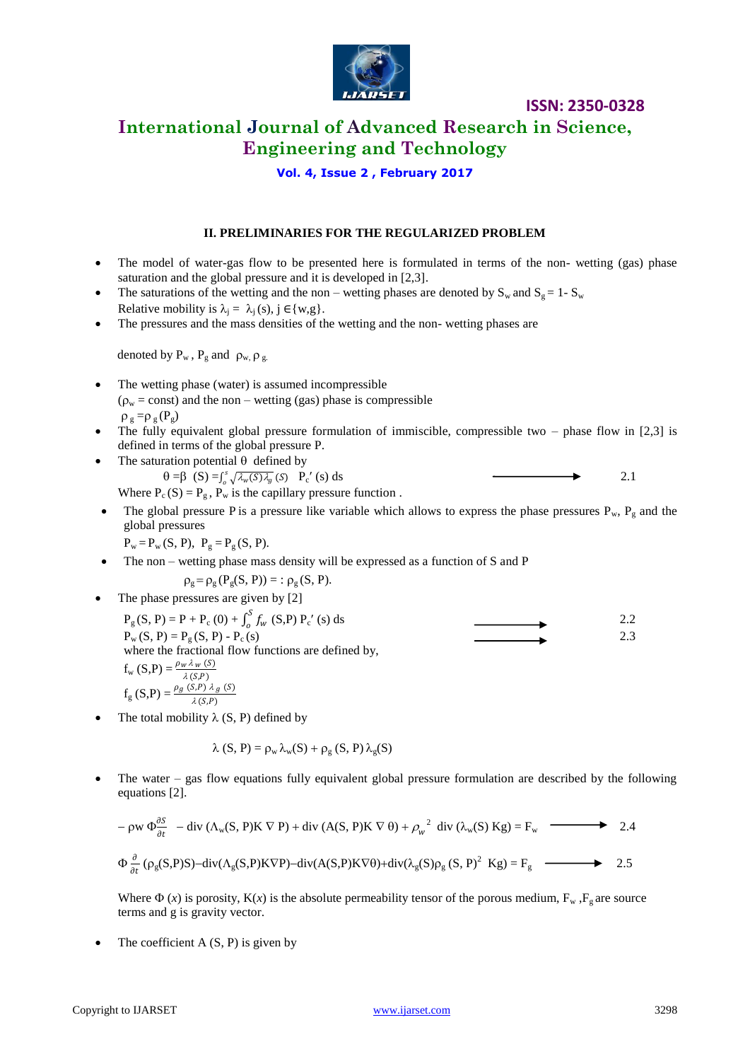## II. PRELIMINARIES FOR THE REGULARIZED PROBLEM

- The model of water-gas flow to be presented here is formulated in terms of the non- wetting (gas) phase saturation and the global pressure and it is developed in [2,3].
- The saturations of the wetting and the non – wetting phases are denoted by $S_w$ and $S_g = 1 - S_w$ Relative mobility is $\lambda_j = \lambda_j(s)$, $j \in \{w,g\}$.
- The pressures and the mass densities of the wetting and the non- wetting phases are

  denoted by $P_w$, $P_g$ and $\rho_w, \rho_g$.

- The wetting phase (water) is assumed incompressible ($\rho_w$ = const) and the non – wetting (gas) phase is compressible $\rho_g = \rho_g(P_g)$
- The fully equivalent global pressure formulation of immiscible, compressible two – phase flow in [2,3] is defined in terms of the global pressure P.
- The saturation potential $\theta$ defined by

$$\theta = \beta\ (S) = \int_o^s \sqrt{\lambda_w(S)\lambda_g}\,(S)\quad P_c'(s)\,ds \qquad \longrightarrow \qquad 2.1$$

  Where $P_c(S) = P_g$, $P_w$ is the capillary pressure function .

- The global pressure P is a pressure like variable which allows to express the phase pressures $P_w$, $P_g$ and the global pressures

  $P_w = P_w(S, P)$, $P_g = P_g(S, P)$.

- The non – wetting phase mass density will be expressed as a function of S and P

  $\rho_g = \rho_g(P_g(S, P)) =: \rho_g(S, P)$.

- The phase pressures are given by [2]

$$P_g(S, P) = P + P_c(0) + \int_o^S f_w\ (S,P)\ P_c'(s)\,ds \qquad \longrightarrow \qquad 2.2$$

$$P_w(S, P) = P_g(S, P) - P_c(s) \qquad \longrightarrow \qquad 2.3$$

  where the fractional flow functions are defined by,

$$f_w(S,P) = \frac{\rho_w \lambda_w(S)}{\lambda(S,P)}$$

$$f_g(S,P) = \frac{\rho_g(S,P)\,\lambda_g(S)}{\lambda(S,P)}$$

- The total mobility $\lambda$ (S, P) defined by

$$\lambda(S, P) = \rho_w \lambda_w(S) + \rho_g(S, P)\,\lambda_g(S)$$

- The water – gas flow equations fully equivalent global pressure formulation are described by the following equations [2].

$$-\rho w\ \Phi\frac{\partial S}{\partial t} - \operatorname{div}(\Lambda_w(S, P)K\,\nabla P) + \operatorname{div}(A(S, P)K\,\nabla \theta) + \rho_w^{\,2}\ \operatorname{div}(\lambda_w(S)\ Kg) = F_w \qquad \longrightarrow \qquad 2.4$$

$$\Phi\,\frac{\partial}{\partial t}\,(\rho_g(S,P)S) - \operatorname{div}(\Lambda_g(S,P)K\nabla P) - \operatorname{div}(A(S,P)K\nabla\theta) + \operatorname{div}(\lambda_g(S)\rho_g(S, P)^2\ Kg) = F_g \qquad \longrightarrow \qquad 2.5$$

  Where $\Phi(x)$ is porosity, $K(x)$ is the absolute permeability tensor of the porous medium, $F_w$, $F_g$ are source terms and g is gravity vector.

- The coefficient A (S, P) is given by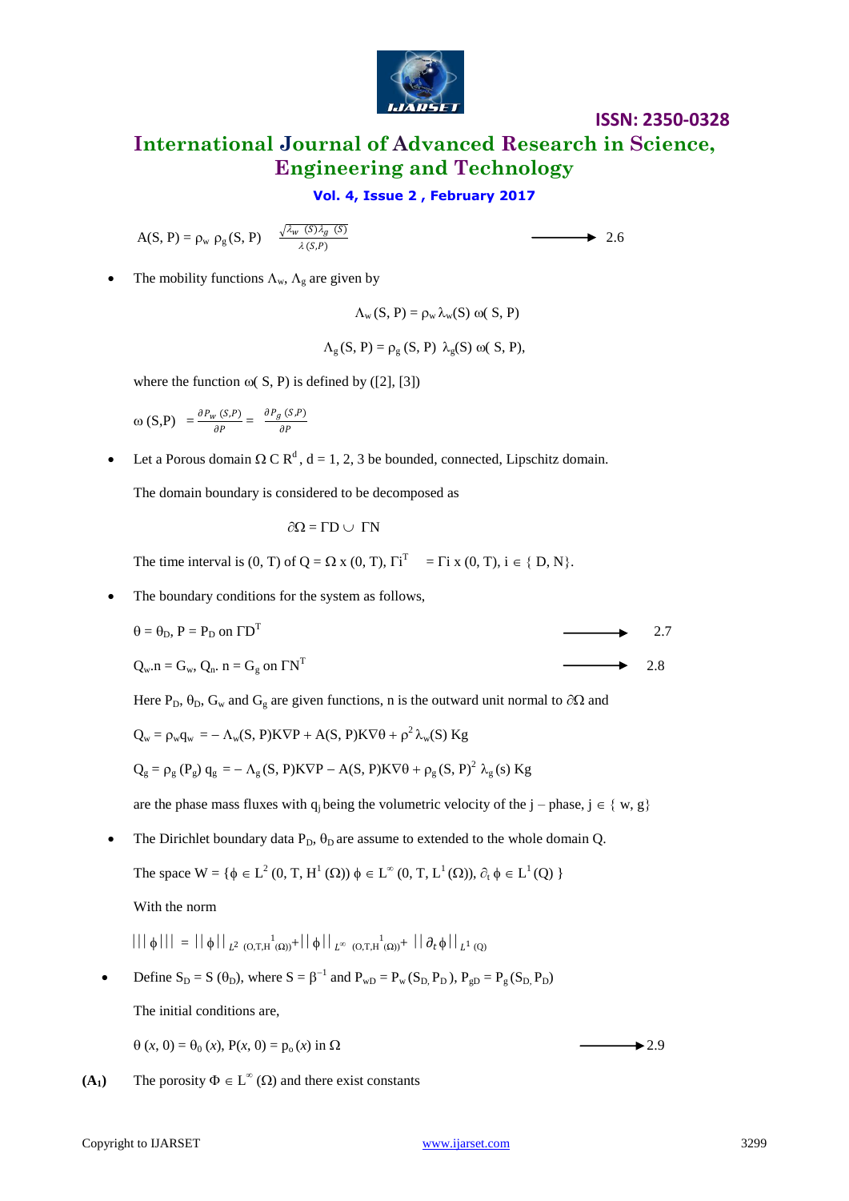$$A(S, P) = \rho_w \, \rho_g (S, P) \quad \frac{\sqrt{\lambda_w (S) \lambda_g (S)}}{\lambda (S,P)} \qquad \longrightarrow 2.6$$

- The mobility functions $\Lambda_w$, $\Lambda_g$ are given by

$$\Lambda_w (S, P) = \rho_w \lambda_w(S) \, \omega( S, P)$$

$$\Lambda_g (S, P) = \rho_g (S, P) \; \lambda_g(S) \, \omega( S, P),$$

where the function $\omega( S, P)$ is defined by ([2], [3])

$$\omega (S,P) \; = \frac{\partial P_w (S,P)}{\partial P} = \; \frac{\partial P_g (S,P)}{\partial P}$$

- Let a Porous domain $\Omega$ C $R^d$ , d = 1, 2, 3 be bounded, connected, Lipschitz domain.

  The domain boundary is considered to be decomposed as

$$\partial\Omega = \Gamma D \cup \; \Gamma N$$

  The time interval is (0, T) of $Q = \Omega \times (0, T)$, $\Gamma i^T \; = \Gamma i \times (0, T)$, $i \in \{ D, N\}$.

- The boundary conditions for the system as follows,

$$\theta = \theta_D, \; P = P_D \text{ on } \Gamma D^T \qquad \longrightarrow 2.7$$

$$Q_w.n = G_w, \; Q_n. \; n = G_g \text{ on } \Gamma N^T \qquad \longrightarrow 2.8$$

  Here $P_D$, $\theta_D$, $G_w$ and $G_g$ are given functions, n is the outward unit normal to $\partial\Omega$ and

$$Q_w = \rho_w q_w \; = - \Lambda_w(S, P) K\nabla P + A(S, P) K\nabla\theta + \rho^2 \lambda_w(S) \; Kg$$

$$Q_g = \rho_g (P_g) \; q_g \; = - \Lambda_g (S, P) K\nabla P - A(S, P) K\nabla\theta + \rho_g (S, P)^2 \; \lambda_g (s) \; Kg$$

  are the phase mass fluxes with $q_j$ being the volumetric velocity of the j – phase, $j \in \{ w, g\}$

- The Dirichlet boundary data $P_D$, $\theta_D$ are assume to extended to the whole domain Q.

  The space $W = \{\phi \in L^2 (0, T, H^1 (\Omega)) \; \phi \in L^\infty (0, T, L^1 (\Omega)), \partial_t \phi \in L^1 (Q) \}$

  With the norm

$$|||\phi||| \; = ||\phi||_{L^2 (0,T,H^1(\Omega))} + ||\phi||_{L^\infty (0,T,H^1(\Omega))} + ||\partial_t \phi||_{L^1 (Q)}$$

- Define $S_D = S (\theta_D)$, where $S = \beta^{-1}$ and $P_{wD} = P_w (S_D, P_D)$, $P_{gD} = P_g (S_D, P_D)$

  The initial conditions are,

$$\theta (x, 0) = \theta_0 (x), \; P(x, 0) = p_o (x) \text{ in } \Omega \qquad \longrightarrow 2.9$$

**($A_1$)** The porosity $\Phi \in L^\infty (\Omega)$ and there exist constants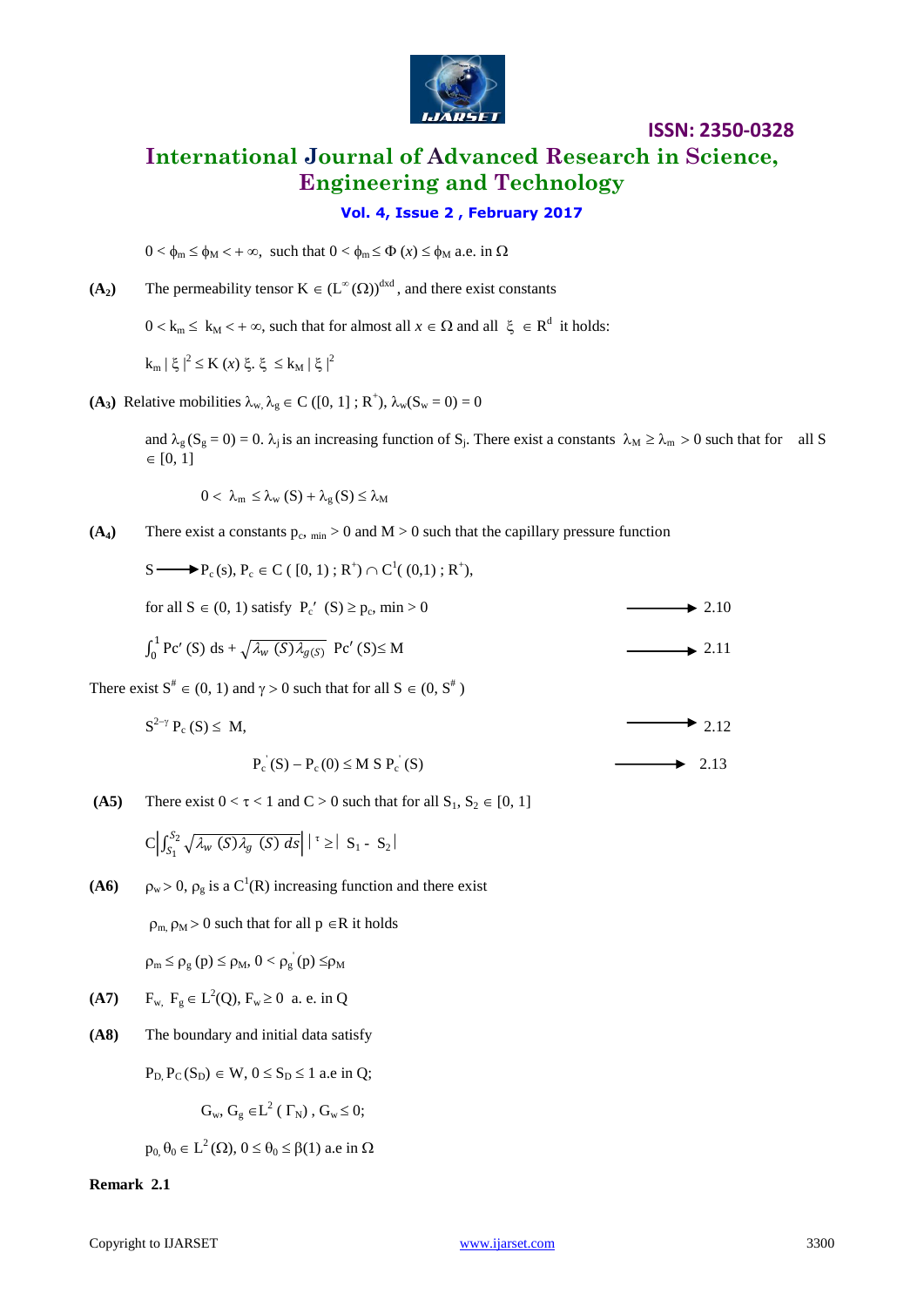$0 < \phi_m \le \phi_M < +\infty$, such that $0 < \phi_m \le \Phi(x) \le \phi_M$ a.e. in $\Omega$

**(A$_2$)** The permeability tensor $K \in (L^\infty(\Omega))^{d\times d}$, and there exist constants

$0 < k_m \le k_M < +\infty$, such that for almost all $x \in \Omega$ and all $\xi \in R^d$ it holds:

$k_m |\xi|^2 \le K(x)\,\xi.\,\xi \le k_M |\xi|^2$

**(A$_3$)** Relative mobilities $\lambda_w, \lambda_g \in C([0, 1]; R^+)$, $\lambda_w(S_w = 0) = 0$

and $\lambda_g(S_g = 0) = 0$. $\lambda_j$ is an increasing function of $S_j$. There exist a constants $\lambda_M \ge \lambda_m > 0$ such that for all $S \in [0, 1]$

$$0 < \lambda_m \le \lambda_w(S) + \lambda_g(S) \le \lambda_M$$

**(A$_4$)** There exist a constants $p_{c,\,min} > 0$ and $M > 0$ such that the capillary pressure function

$S \longrightarrow P_c(s)$, $P_c \in C([0, 1); R^+) \cap C^1((0,1); R^+)$,

for all $S \in (0, 1)$ satisfy $P_c'(S) \ge p_{c,\,min} > 0$ $\quad\longrightarrow$ 2.10

$$\int_0^1 Pc'(S)\,ds + \sqrt{\lambda_w(S)\lambda_{g(S)}}\;Pc'(S) \le M \quad\longrightarrow 2.11$$

There exist $S^\# \in (0, 1)$ and $\gamma > 0$ such that for all $S \in (0, S^\#)$

$$S^{2-\gamma} P_c(S) \le M, \quad\longrightarrow 2.12$$

$$P_c'(S) - P_c(0) \le M\,S\,P_c'(S) \quad\longrightarrow 2.13$$

**(A5)** There exist $0 < \tau < 1$ and $C > 0$ such that for all $S_1, S_2 \in [0, 1]$

$$C\left|\int_{S_1}^{S_2} \sqrt{\lambda_w(S)\lambda_g(S)\,ds}\right|^{\tau} \ge |S_1 - S_2|$$

**(A6)** $\rho_w > 0$, $\rho_g$ is a $C^1(R)$ increasing function and there exist

$\rho_m, \rho_M > 0$ such that for all $p \in R$ it holds

$\rho_m \le \rho_g(p) \le \rho_M$, $0 < \rho_g'(p) \le \rho_M$

**(A7)** $F_w, F_g \in L^2(Q)$, $F_w \ge 0$ a. e. in $Q$

**(A8)** The boundary and initial data satisfy

$P_D, P_C(S_D) \in W$, $0 \le S_D \le 1$ a.e in $Q$;

$G_w, G_g \in L^2(\Gamma_N)$, $G_w \le 0$;

$p_0, \theta_0 \in L^2(\Omega)$, $0 \le \theta_0 \le \beta(1)$ a.e in $\Omega$

**Remark 2.1**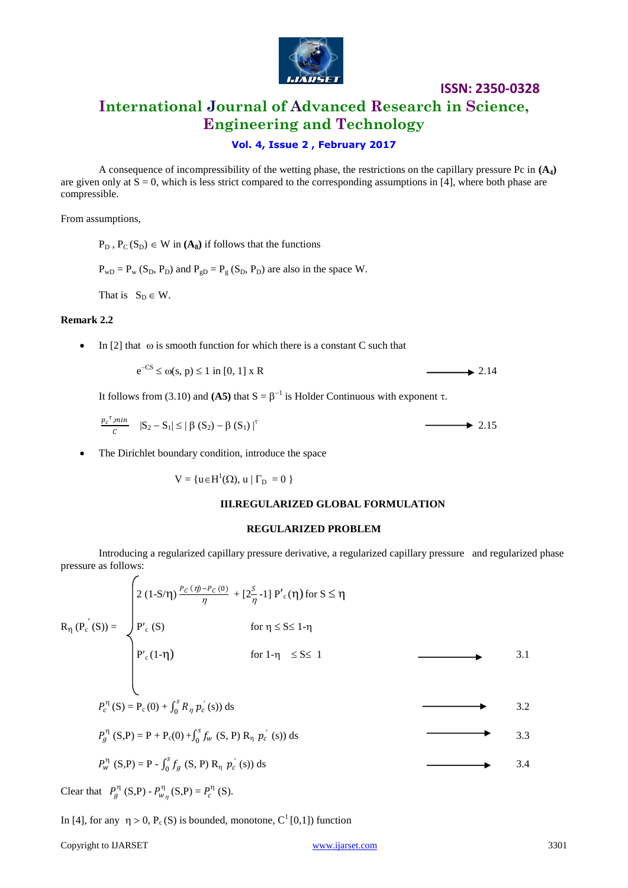A consequence of incompressibility of the wetting phase, the restrictions on the capillary pressure Pc in **($A_4$)** are given only at S = 0, which is less strict compared to the corresponding assumptions in [4], where both phase are compressible.

From assumptions,

$P_D$ , $P_C(S_D) \in W$ in **($A_8$)** if follows that the functions

$P_{wD} = P_w(S_D, P_D)$ and $P_{gD} = P_g(S_D, P_D)$ are also in the space W.

That is $S_D \in W$.

**Remark 2.2**

- In [2] that $\omega$ is smooth function for which there is a constant C such that

$$e^{-CS} \le \omega(s, p) \le 1 \text{ in } [0, 1] \times R \qquad \longrightarrow 2.14$$

It follows from (3.10) and **(A5)** that $S = \beta^{-1}$ is Holder Continuous with exponent $\tau$.

$$\frac{p_c{}^{\tau},min}{C} \quad |S_2 - S_1| \le |\beta(S_2) - \beta(S_1)|^{\tau} \qquad \longrightarrow 2.15$$

- The Dirichlet boundary condition, introduce the space

$$V = \{u \in H^1(\Omega),\ u \mid \Gamma_D = 0\}$$

## III.REGULARIZED GLOBAL FORMULATION

### REGULARIZED PROBLEM

Introducing a regularized capillary pressure derivative, a regularized capillary pressure and regularized phase pressure as follows:

$$R_\eta(P_c'(S)) = \begin{cases} 2(1 - S/\eta)\dfrac{P_C(\eta) - P_C(0)}{\eta} + [2\frac{S}{\eta} - 1]\, P'_c(\eta) & \text{for } S \le \eta \\ P'_c(S) & \text{for } \eta \le S \le 1-\eta \\ P'_c(1-\eta) & \text{for } 1-\eta \le S \le 1 \end{cases} \qquad \longrightarrow 3.1$$

$$P_c^{\eta}(S) = P_c(0) + \int_0^s R_\eta\, p_c'(s))\, ds \qquad \longrightarrow 3.2$$

$$P_g^{\eta}(S,P) = P + P_c(0) + \int_0^s f_w(S, P)\, R_\eta\, p_c'(s))\, ds \qquad \longrightarrow 3.3$$

$$P_w^{\eta}(S,P) = P - \int_0^s f_g(S, P)\, R_\eta\, p_c'(s))\, ds \qquad \longrightarrow 3.4$$

Clear that $P_g^{\eta}(S,P) - P_{w_\eta}^{\eta}(S,P) = P_c^{\eta}(S)$.

In [4], for any $\eta > 0$, $P_c(S)$ is bounded, monotone, $C^1[0,1])$ function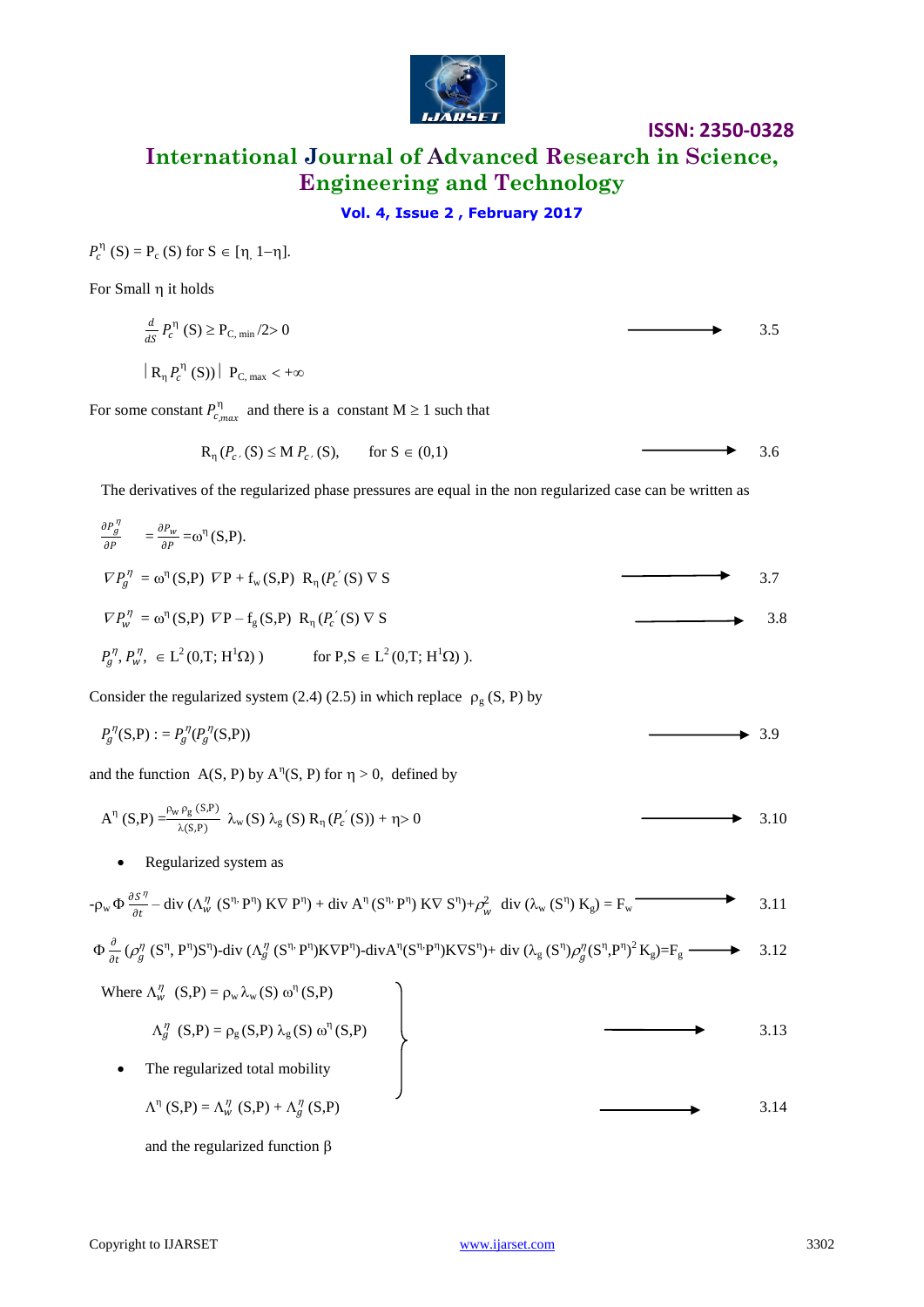$P_c^\eta(S) = P_c(S)$ for $S \in [\eta, 1-\eta]$.

For Small η it holds

$$\frac{d}{dS} P_c^\eta(S) \geq P_{C,\min}/2 > 0 \qquad 3.5$$

$$|R_\eta P_c^\eta(S))| \; P_{C,\max} < +\infty$$

For some constant $P_{c,max}^\eta$ and there is a constant $M \geq 1$ such that

$$R_\eta(P_{c'}(S) \leq M\, P_{c'}(S), \qquad \text{for } S \in (0,1) \qquad 3.6$$

The derivatives of the regularized phase pressures are equal in the non regularized case can be written as

$$\frac{\partial P_g^\eta}{\partial P} = \frac{\partial P_w}{\partial P} = \omega^\eta(S,P).$$

$$\nabla P_g^\eta = \omega^\eta(S,P)\; \nabla P + f_w(S,P)\; R_\eta(P_c'(S)\, \nabla S \qquad 3.7$$

$$\nabla P_w^\eta = \omega^\eta(S,P)\; \nabla P - f_g(S,P)\; R_\eta(P_c'(S)\, \nabla S \qquad 3.8$$

$$P_g^\eta, P_w^\eta, \in L^2(0,T; H^1\Omega)) \qquad \text{for } P,S \in L^2(0,T; H^1\Omega)).$$

Consider the regularized system (2.4) (2.5) in which replace $\rho_g(S,P)$ by

$$P_g^\eta(S,P) := P_g^\eta(P_g^\eta(S,P)) \qquad 3.9$$

and the function $A(S,P)$ by $A^\eta(S,P)$ for $\eta > 0$, defined by

$$A^\eta(S,P) = \frac{\rho_w \rho_g(S,P)}{\lambda(S,P)}\; \lambda_w(S)\, \lambda_g(S)\, R_\eta(P_c'(S)) + \eta > 0 \qquad 3.10$$

- Regularized system as

$$-\rho_w \Phi \frac{\partial S^\eta}{\partial t} - \text{div}\,(\Lambda_w^\eta(S^\eta, P^\eta)\, K\nabla P^\eta) + \text{div}\, A^\eta(S^\eta, P^\eta)\, K\nabla S^\eta) + \rho_w^2\; \text{div}\,(\lambda_w(S^\eta)\, K_g) = F_w \qquad 3.11$$

$$\Phi \frac{\partial}{\partial t}(\rho_g^\eta(S^\eta, P^\eta) S^\eta) - \text{div}\,(\Lambda_g^\eta(S^\eta, P^\eta) K\nabla P^\eta) - \text{div} A^\eta(S^\eta, P^\eta) K\nabla S^\eta) + \text{div}\,(\lambda_g(S^\eta)\rho_g^\eta(S^\eta, P^\eta)^2 K_g) = F_g \qquad 3.12$$

Where

$$\left.\begin{aligned} \Lambda_w^\eta(S,P) &= \rho_w \lambda_w(S)\, \omega^\eta(S,P) \\ \Lambda_g^\eta(S,P) &= \rho_g(S,P)\, \lambda_g(S)\, \omega^\eta(S,P) \end{aligned}\right\} \qquad 3.13$$

- The regularized total mobility

$$\Lambda^\eta(S,P) = \Lambda_w^\eta(S,P) + \Lambda_g^\eta(S,P) \qquad 3.14$$

and the regularized function β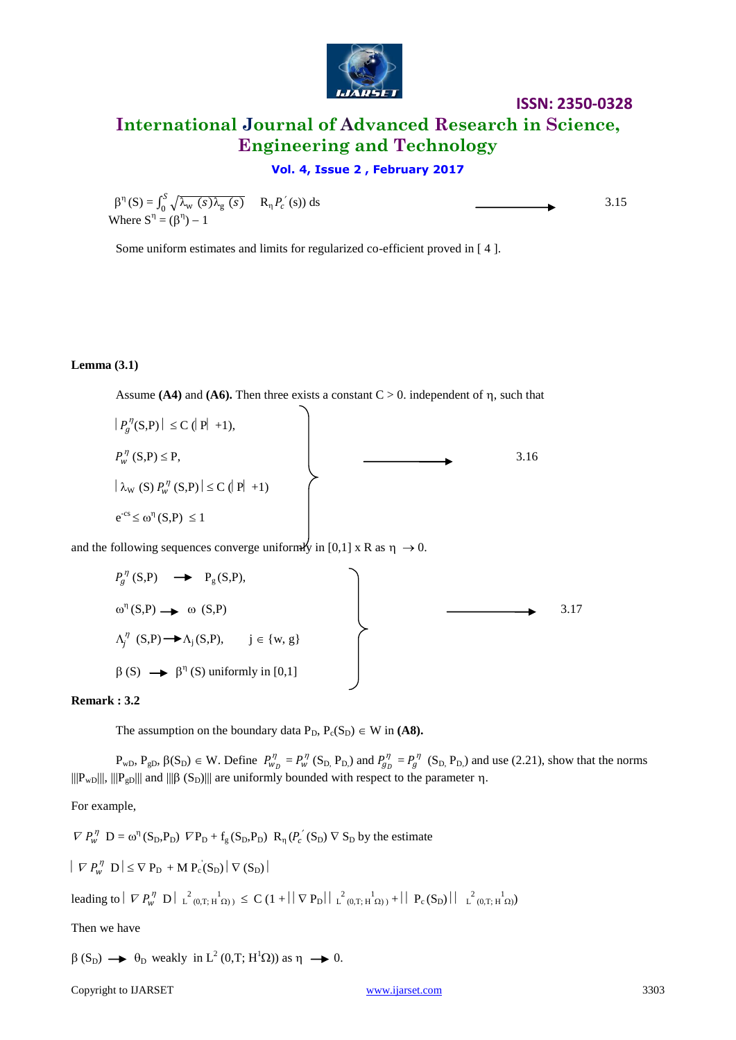$$\beta^{\eta}(S) = \int_0^S \sqrt{\lambda_w(s)\lambda_g(s)} \quad R_{\eta} P_c'(s))\, ds \qquad \longrightarrow \qquad 3.15$$

Where $S^{\eta} = (\beta^{\eta}) - 1$

Some uniform estimates and limits for regularized co-efficient proved in [ 4 ].

**Lemma (3.1)**

Assume **(A4)** and **(A6).** Then three exists a constant $C > 0$. independent of $\eta$, such that

$$\left.\begin{aligned} &|P_g^{\eta}(S,P)| \le C(|P| + 1), \\ &P_w^{\eta}(S,P) \le P, \\ &|\lambda_W(S) P_w^{\eta}(S,P)| \le C(|P| + 1) \\ &e^{-cs} \le \omega^{\eta}(S,P) \le 1 \end{aligned}\right\} \qquad \longrightarrow \qquad 3.16$$

and the following sequences converge uniformly in $[0,1] \times R$ as $\eta \to 0$.

$$\left.\begin{aligned} &P_g^{\eta}(S,P) \to P_g(S,P), \\ &\omega^{\eta}(S,P) \to \omega(S,P) \\ &\Lambda_j^{\eta}(S,P) \to \Lambda_j(S,P), \qquad j \in \{w, g\} \\ &\beta(S) \to \beta^{\eta}(S) \text{ uniformly in } [0,1] \end{aligned}\right\} \qquad \longrightarrow \qquad 3.17$$

**Remark : 3.2**

The assumption on the boundary data $P_D$, $P_c(S_D) \in W$ in **(A8).**

$P_{wD}$, $P_{gD}$, $\beta(S_D) \in W$. Define $P_{w_D}^{\eta} = P_w^{\eta}(S_D, P_D)$ and $P_{g_D}^{\eta} = P_g^{\eta}(S_D, P_D)$ and use (2.21), show that the norms $|||P_{wD}|||$, $|||P_{gD}|||$ and $|||\beta(S_D)|||$ are uniformly bounded with respect to the parameter $\eta$.

For example,

$\nabla P_w^{\eta} D = \omega^{\eta}(S_D,P_D) \nabla P_D + f_g(S_D,P_D) \; R_{\eta}(P_c'(S_D) \nabla S_D$ by the estimate

$|\nabla P_w^{\eta} D| \le \nabla P_D + M P_c'(S_D) |\nabla(S_D)|$

leading to $|\nabla P_w^{\eta} D|_{L^2(0,T;H^1\Omega))} \le C(1 + ||\nabla P_D||_{L^2(0,T;H^1\Omega))} + ||P_c(S_D)||_{L^2(0,T;H^1\Omega))})$

Then we have

$\beta(S_D) \to \theta_D$ weakly in $L^2(0,T; H^1\Omega))$ as $\eta \to 0$.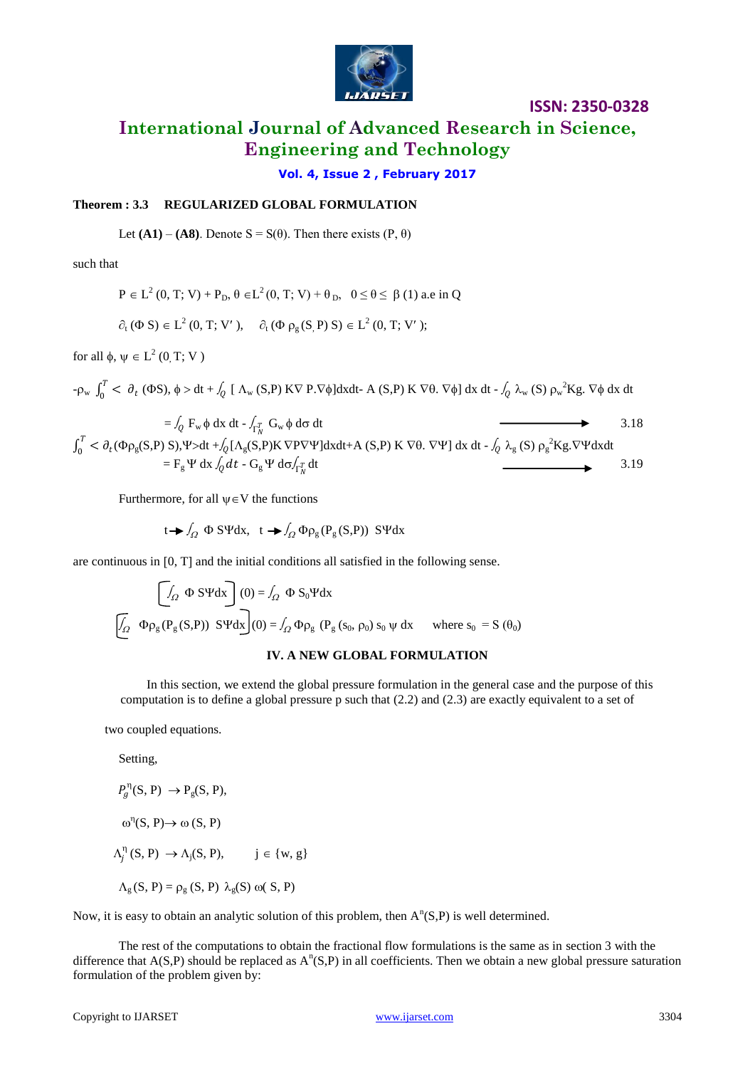**Theorem : 3.3 REGULARIZED GLOBAL FORMULATION**

Let **(A1)** – **(A8)**. Denote $S = S(\theta)$. Then there exists $(P, \theta)$

such that

$$P \in L^2(0, T; V) + P_D,\ \theta \in L^2(0, T; V) + \theta_D,\quad 0 \leq \theta \leq \beta(1) \text{ a.e in } Q$$

$$\partial_t(\Phi S) \in L^2(0, T; V'),\quad \partial_t(\Phi \rho_g(S, P) S) \in L^2(0, T; V');$$

for all $\phi, \psi \in L^2(0, T; V)$

$$-\rho_w \int_0^T < \partial_t(\Phi S), \phi > dt + \int_Q [\Lambda_w(S,P) K\nabla P.\nabla\phi]dxdt - A(S,P) K \nabla\theta.\nabla\phi]\,dx\,dt - \int_Q \lambda_w(S)\rho_w^2 Kg.\nabla\phi\,dx\,dt$$

$$= \int_Q F_w \phi\,dx\,dt - \int_{\Gamma_N^T} G_w \phi\,d\sigma\,dt \qquad \longrightarrow \qquad 3.18$$

$$\int_0^T < \partial_t(\Phi\rho_g(S,P) S), \Psi > dt + \int_Q [\Lambda_g(S,P) K\nabla P\nabla\Psi]dxdt + A(S,P) K \nabla\theta.\nabla\Psi]\,dx\,dt - \int_Q \lambda_g(S)\rho_g^2 Kg.\nabla\Psi dxdt$$

$$= F_g \Psi\,dx \int_Q dt - G_g \Psi\,d\sigma \int_{\Gamma_N^T} dt \qquad \longrightarrow \qquad 3.19$$

Furthermore, for all $\psi \in V$ the functions

$$t \to \int_\Omega \Phi S\Psi dx,\quad t \to \int_\Omega \Phi\rho_g(P_g(S,P))\, S\Psi dx$$

are continuous in [0, T] and the initial conditions all satisfied in the following sense.

$$\left[\int_\Omega \Phi S\Psi dx\right](0) = \int_\Omega \Phi S_0 \Psi dx$$

$$\left[\int_\Omega \Phi\rho_g(P_g(S,P))\, S\Psi dx\right](0) = \int_\Omega \Phi\rho_g(P_g(s_0, \rho_0))\, s_0\, \psi\, dx \qquad \text{where } s_0 = S(\theta_0)$$

## IV. A NEW GLOBAL FORMULATION

In this section, we extend the global pressure formulation in the general case and the purpose of this computation is to define a global pressure p such that (2.2) and (2.3) are exactly equivalent to a set of

two coupled equations.

Setting,

$$P_g^\eta(S, P) \to P_g(S, P),$$

$$\omega^\eta(S, P) \to \omega(S, P)$$

$$\Lambda_j^\eta(S, P) \to \Lambda_j(S, P), \qquad j \in \{w, g\}$$

$$\Lambda_g(S, P) = \rho_g(S, P)\, \lambda_g(S)\, \omega(S, P)$$

Now, it is easy to obtain an analytic solution of this problem, then $A^n(S,P)$ is well determined.

The rest of the computations to obtain the fractional flow formulations is the same as in section 3 with the difference that $A(S,P)$ should be replaced as $A^n(S,P)$ in all coefficients. Then we obtain a new global pressure saturation formulation of the problem given by: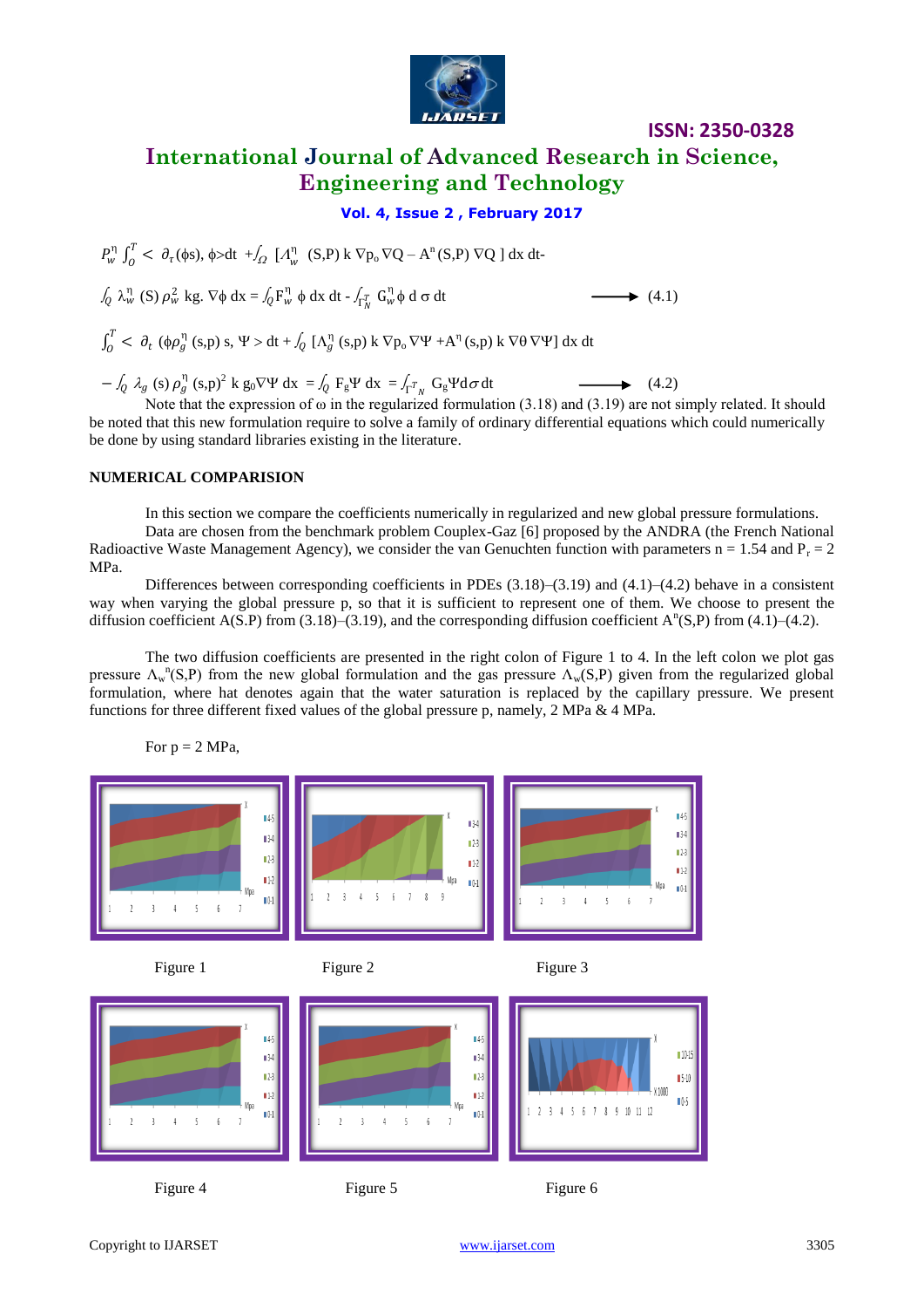$$P_w^\eta \int_0^T < \partial_\tau(\phi s), \phi > dt + \int_\Omega [\Lambda_w^\eta \ (S,P) \ k \ \nabla p_o \nabla Q - A^\eta (S,P) \ \nabla Q \ ] \ dx \ dt -$$

$$\int_Q \lambda_w^\eta \ (S) \ \rho_w^2 \ kg. \ \nabla\phi \ dx = \int_Q F_w^\eta \ \phi \ dx \ dt - \int_{\Gamma_N^T} G_w^\eta \ \phi \ d \ \sigma \ dt \qquad (4.1)$$

$$\int_0^T < \partial_t \ (\phi \rho_g^\eta \ (s,p) \ s, \ \Psi > dt + \int_Q [\Lambda_g^\eta \ (s,p) \ k \ \nabla p_o \ \nabla\Psi + A^\eta \ (s,p) \ k \ \nabla\theta \ \nabla\Psi] \ dx \ dt$$

$$- \int_Q \lambda_g \ (s) \ \rho_g^\eta \ (s,p)^2 \ k \ g_0 \nabla\Psi \ dx = \int_Q F_g \Psi \ dx = \int_{\Gamma^T N} G_g \Psi d\sigma \ dt \qquad (4.2)$$

Note that the expression of ω in the regularized formulation (3.18) and (3.19) are not simply related. It should be noted that this new formulation require to solve a family of ordinary differential equations which could numerically be done by using standard libraries existing in the literature.

## NUMERICAL COMPARISION

In this section we compare the coefficients numerically in regularized and new global pressure formulations.

Data are chosen from the benchmark problem Couplex-Gaz [6] proposed by the ANDRA (the French National Radioactive Waste Management Agency), we consider the van Genuchten function with parameters n = 1.54 and $P_r$ = 2 MPa.

Differences between corresponding coefficients in PDEs (3.18)–(3.19) and (4.1)–(4.2) behave in a consistent way when varying the global pressure p, so that it is sufficient to represent one of them. We choose to present the diffusion coefficient A(S.P) from (3.18)–(3.19), and the corresponding diffusion coefficient $A^\eta$(S,P) from (4.1)–(4.2).

The two diffusion coefficients are presented in the right colon of Figure 1 to 4. In the left colon we plot gas pressure $\Lambda_w^\eta$(S,P) from the new global formulation and the gas pressure $\Lambda_w$(S,P) given from the regularized global formulation, where hat denotes again that the water saturation is replaced by the capillary pressure. We present functions for three different fixed values of the global pressure p, namely, 2 MPa & 4 MPa.

For p = 2 MPa,

Figure 1

Figure 2

Figure 3

Figure 4

Figure 5

Figure 6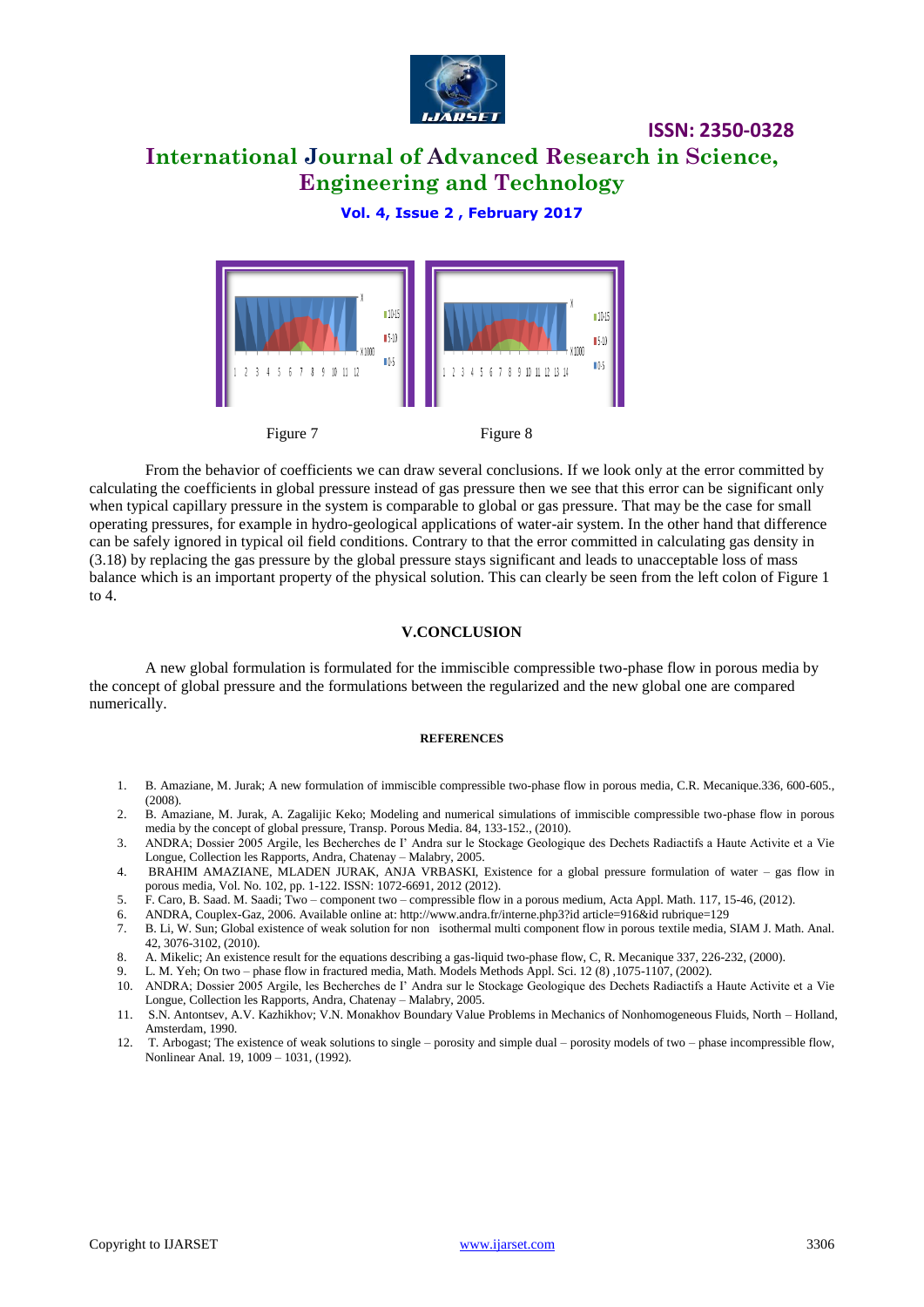X

10-15

5-10

0-5

X1000

1 2 3 4 5 6 7 8 9 10 11 12

Figure 7

X

10-15

5-10

0-5

X1000

1 2 3 4 5 6 7 8 9 10 11 12 13 14

Figure 8

From the behavior of coefficients we can draw several conclusions. If we look only at the error committed by calculating the coefficients in global pressure instead of gas pressure then we see that this error can be significant only when typical capillary pressure in the system is comparable to global or gas pressure. That may be the case for small operating pressures, for example in hydro-geological applications of water-air system. In the other hand that difference can be safely ignored in typical oil field conditions. Contrary to that the error committed in calculating gas density in (3.18) by replacing the gas pressure by the global pressure stays significant and leads to unacceptable loss of mass balance which is an important property of the physical solution. This can clearly be seen from the left colon of Figure 1 to 4.

## V.CONCLUSION

A new global formulation is formulated for the immiscible compressible two-phase flow in porous media by the concept of global pressure and the formulations between the regularized and the new global one are compared numerically.

### REFERENCES

1. B. Amaziane, M. Jurak; A new formulation of immiscible compressible two-phase flow in porous media, C.R. Mecanique.336, 600-605., (2008).
2. B. Amaziane, M. Jurak, A. Zagalijic Keko; Modeling and numerical simulations of immiscible compressible two-phase flow in porous media by the concept of global pressure, Transp. Porous Media. 84, 133-152., (2010).
3. ANDRA; Dossier 2005 Argile, les Becherches de I' Andra sur le Stockage Geologique des Dechets Radiactifs a Haute Activite et a Vie Longue, Collection les Rapports, Andra, Chatenay – Malabry, 2005.
4. BRAHIM AMAZIANE, MLADEN JURAK, ANJA VRBASKI, Existence for a global pressure formulation of water – gas flow in porous media, Vol. No. 102, pp. 1-122. ISSN: 1072-6691, 2012 (2012).
5. F. Caro, B. Saad. M. Saadi; Two – component two – compressible flow in a porous medium, Acta Appl. Math. 117, 15-46, (2012).
6. ANDRA, Couplex-Gaz, 2006. Available online at: http://www.andra.fr/interne.php3?id article=916&id rubrique=129
7. B. Li, W. Sun; Global existence of weak solution for non isothermal multi component flow in porous textile media, SIAM J. Math. Anal. 42, 3076-3102, (2010).
8. A. Mikelic; An existence result for the equations describing a gas-liquid two-phase flow, C, R. Mecanique 337, 226-232, (2000).
9. L. M. Yeh; On two – phase flow in fractured media, Math. Models Methods Appl. Sci. 12 (8) ,1075-1107, (2002).
10. ANDRA; Dossier 2005 Argile, les Becherches de I' Andra sur le Stockage Geologique des Dechets Radiactifs a Haute Activite et a Vie Longue, Collection les Rapports, Andra, Chatenay – Malabry, 2005.
11. S.N. Antontsev, A.V. Kazhikhov; V.N. Monakhov Boundary Value Problems in Mechanics of Nonhomogeneous Fluids, North – Holland, Amsterdam, 1990.
12. T. Arbogast; The existence of weak solutions to single – porosity and simple dual – porosity models of two – phase incompressible flow, Nonlinear Anal. 19, 1009 – 1031, (1992).